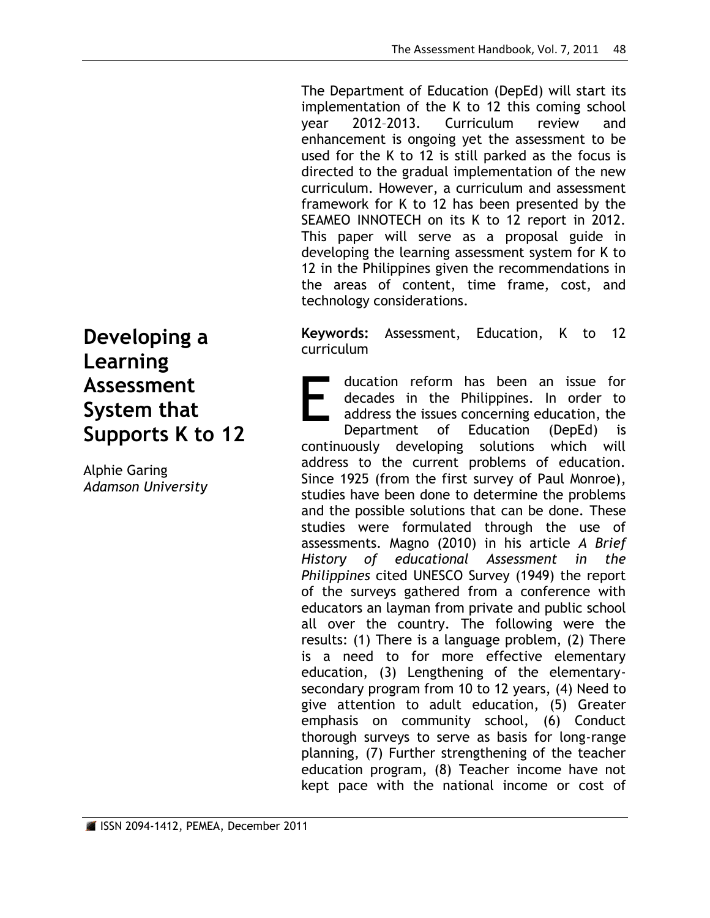# Developing a Learning Assessment System that Supports K to 12

Alphie Garing
*Adamson University*

The Department of Education (DepEd) will start its implementation of the K to 12 this coming school year 2012–2013. Curriculum review and enhancement is ongoing yet the assessment to be used for the K to 12 is still parked as the focus is directed to the gradual implementation of the new curriculum. However, a curriculum and assessment framework for K to 12 has been presented by the SEAMEO INNOTECH on its K to 12 report in 2012. This paper will serve as a proposal guide in developing the learning assessment system for K to 12 in the Philippines given the recommendations in the areas of content, time frame, cost, and technology considerations.

**Keywords:** Assessment, Education, K to 12 curriculum

Education reform has been an issue for decades in the Philippines. In order to address the issues concerning education, the Department of Education (DepEd) is continuously developing solutions which will address to the current problems of education. Since 1925 (from the first survey of Paul Monroe), studies have been done to determine the problems and the possible solutions that can be done. These studies were formulated through the use of assessments. Magno (2010) in his article *A Brief History of educational Assessment in the Philippines* cited UNESCO Survey (1949) the report of the surveys gathered from a conference with educators an layman from private and public school all over the country. The following were the results: (1) There is a language problem, (2) There is a need to for more effective elementary education, (3) Lengthening of the elementary-secondary program from 10 to 12 years, (4) Need to give attention to adult education, (5) Greater emphasis on community school, (6) Conduct thorough surveys to serve as basis for long-range planning, (7) Further strengthening of the teacher education program, (8) Teacher income have not kept pace with the national income or cost of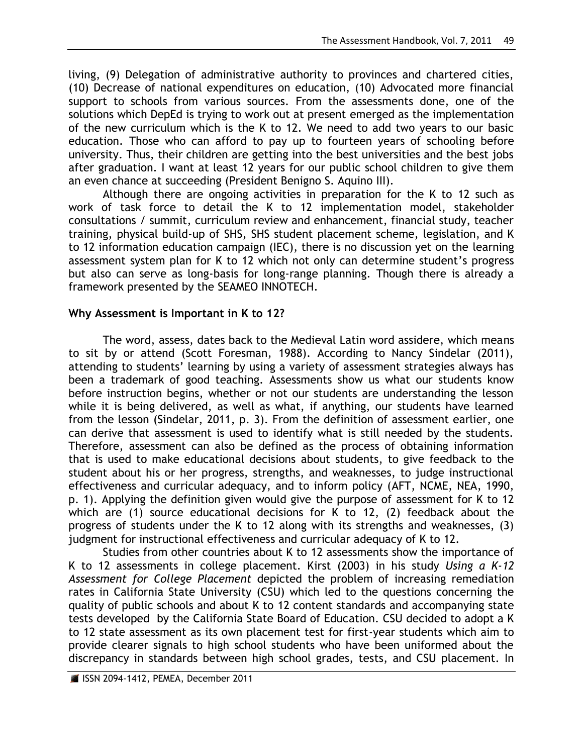living, (9) Delegation of administrative authority to provinces and chartered cities, (10) Decrease of national expenditures on education, (10) Advocated more financial support to schools from various sources. From the assessments done, one of the solutions which DepEd is trying to work out at present emerged as the implementation of the new curriculum which is the K to 12. We need to add two years to our basic education. Those who can afford to pay up to fourteen years of schooling before university. Thus, their children are getting into the best universities and the best jobs after graduation. I want at least 12 years for our public school children to give them an even chance at succeeding (President Benigno S. Aquino III).

Although there are ongoing activities in preparation for the K to 12 such as work of task force to detail the K to 12 implementation model, stakeholder consultations / summit, curriculum review and enhancement, financial study, teacher training, physical build-up of SHS, SHS student placement scheme, legislation, and K to 12 information education campaign (IEC), there is no discussion yet on the learning assessment system plan for K to 12 which not only can determine student's progress but also can serve as long-basis for long-range planning. Though there is already a framework presented by the SEAMEO INNOTECH.

**Why Assessment is Important in K to 12?**

The word, assess, dates back to the Medieval Latin word assidere, which means to sit by or attend (Scott Foresman, 1988). According to Nancy Sindelar (2011), attending to students' learning by using a variety of assessment strategies always has been a trademark of good teaching. Assessments show us what our students know before instruction begins, whether or not our students are understanding the lesson while it is being delivered, as well as what, if anything, our students have learned from the lesson (Sindelar, 2011, p. 3). From the definition of assessment earlier, one can derive that assessment is used to identify what is still needed by the students. Therefore, assessment can also be defined as the process of obtaining information that is used to make educational decisions about students, to give feedback to the student about his or her progress, strengths, and weaknesses, to judge instructional effectiveness and curricular adequacy, and to inform policy (AFT, NCME, NEA, 1990, p. 1). Applying the definition given would give the purpose of assessment for K to 12 which are (1) source educational decisions for K to 12, (2) feedback about the progress of students under the K to 12 along with its strengths and weaknesses, (3) judgment for instructional effectiveness and curricular adequacy of K to 12.

Studies from other countries about K to 12 assessments show the importance of K to 12 assessments in college placement. Kirst (2003) in his study *Using a K-12 Assessment for College Placement* depicted the problem of increasing remediation rates in California State University (CSU) which led to the questions concerning the quality of public schools and about K to 12 content standards and accompanying state tests developed by the California State Board of Education. CSU decided to adopt a K to 12 state assessment as its own placement test for first-year students which aim to provide clearer signals to high school students who have been uniformed about the discrepancy in standards between high school grades, tests, and CSU placement. In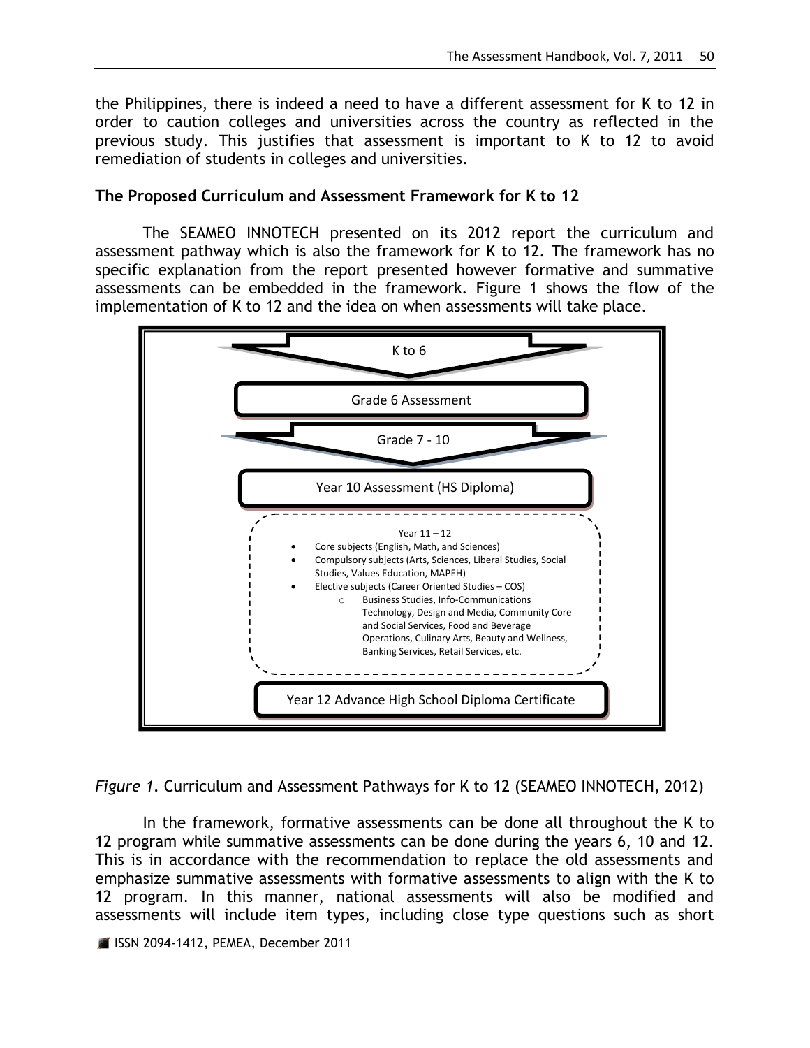the Philippines, there is indeed a need to have a different assessment for K to 12 in order to caution colleges and universities across the country as reflected in the previous study. This justifies that assessment is important to K to 12 to avoid remediation of students in colleges and universities.

**The Proposed Curriculum and Assessment Framework for K to 12**

The SEAMEO INNOTECH presented on its 2012 report the curriculum and assessment pathway which is also the framework for K to 12. The framework has no specific explanation from the report presented however formative and summative assessments can be embedded in the framework. Figure 1 shows the flow of the implementation of K to 12 and the idea on when assessments will take place.

K to 6

Grade 6 Assessment

Grade 7 - 10

Year 10 Assessment (HS Diploma)

Year 11 – 12

- Core subjects (English, Math, and Sciences)
- Compulsory subjects (Arts, Sciences, Liberal Studies, Social Studies, Values Education, MAPEH)
- Elective subjects (Career Oriented Studies – COS)
  - Business Studies, Info-Communications Technology, Design and Media, Community Core and Social Services, Food and Beverage Operations, Culinary Arts, Beauty and Wellness, Banking Services, Retail Services, etc.

Year 12 Advance High School Diploma Certificate

*Figure 1.* Curriculum and Assessment Pathways for K to 12 (SEAMEO INNOTECH, 2012)

In the framework, formative assessments can be done all throughout the K to 12 program while summative assessments can be done during the years 6, 10 and 12. This is in accordance with the recommendation to replace the old assessments and emphasize summative assessments with formative assessments to align with the K to 12 program. In this manner, national assessments will also be modified and assessments will include item types, including close type questions such as short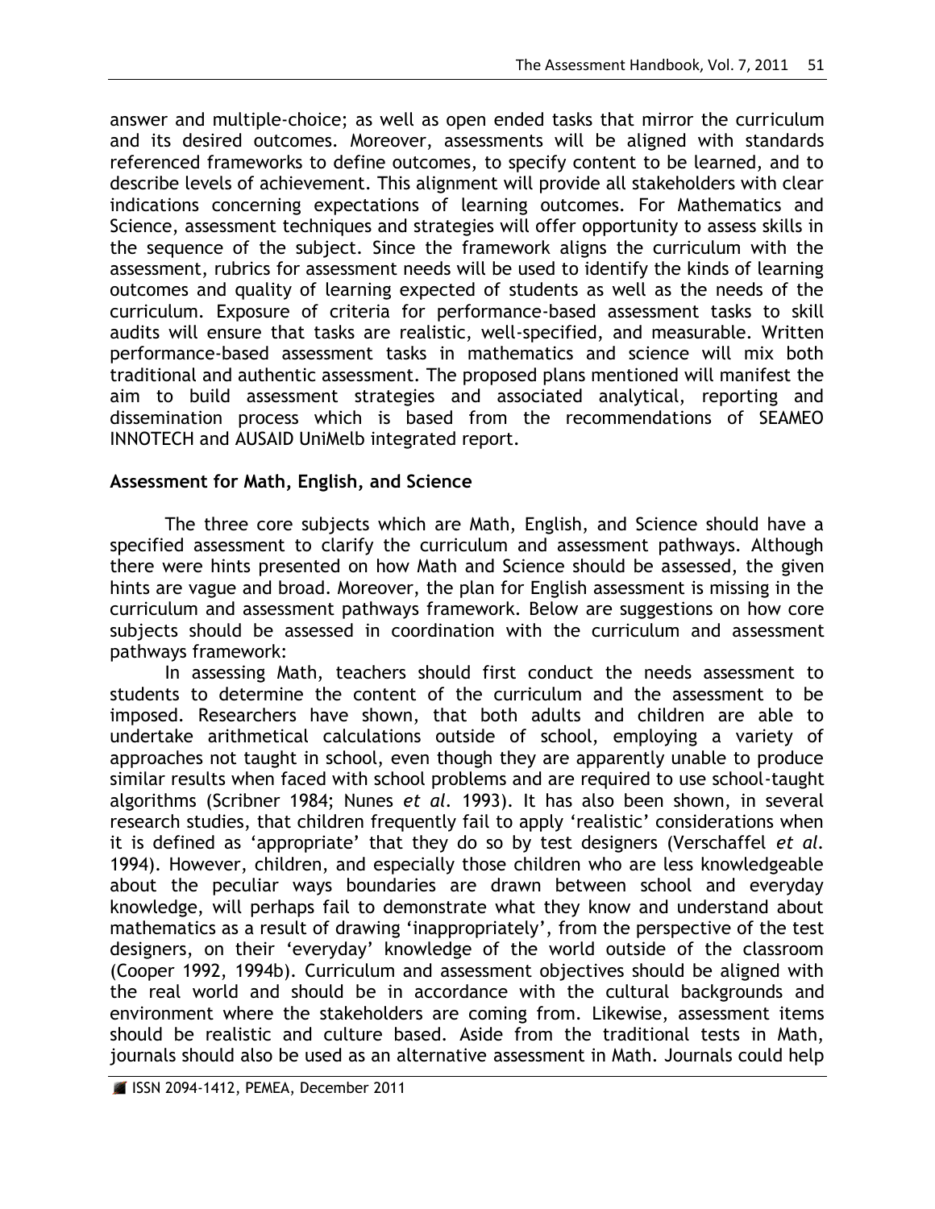answer and multiple-choice; as well as open ended tasks that mirror the curriculum and its desired outcomes. Moreover, assessments will be aligned with standards referenced frameworks to define outcomes, to specify content to be learned, and to describe levels of achievement. This alignment will provide all stakeholders with clear indications concerning expectations of learning outcomes. For Mathematics and Science, assessment techniques and strategies will offer opportunity to assess skills in the sequence of the subject. Since the framework aligns the curriculum with the assessment, rubrics for assessment needs will be used to identify the kinds of learning outcomes and quality of learning expected of students as well as the needs of the curriculum. Exposure of criteria for performance-based assessment tasks to skill audits will ensure that tasks are realistic, well-specified, and measurable. Written performance-based assessment tasks in mathematics and science will mix both traditional and authentic assessment. The proposed plans mentioned will manifest the aim to build assessment strategies and associated analytical, reporting and dissemination process which is based from the recommendations of SEAMEO INNOTECH and AUSAID UniMelb integrated report.

**Assessment for Math, English, and Science**

The three core subjects which are Math, English, and Science should have a specified assessment to clarify the curriculum and assessment pathways. Although there were hints presented on how Math and Science should be assessed, the given hints are vague and broad. Moreover, the plan for English assessment is missing in the curriculum and assessment pathways framework. Below are suggestions on how core subjects should be assessed in coordination with the curriculum and assessment pathways framework:

In assessing Math, teachers should first conduct the needs assessment to students to determine the content of the curriculum and the assessment to be imposed. Researchers have shown, that both adults and children are able to undertake arithmetical calculations outside of school, employing a variety of approaches not taught in school, even though they are apparently unable to produce similar results when faced with school problems and are required to use school-taught algorithms (Scribner 1984; Nunes *et al.* 1993). It has also been shown, in several research studies, that children frequently fail to apply 'realistic' considerations when it is defined as 'appropriate' that they do so by test designers (Verschaffel *et al.* 1994). However, children, and especially those children who are less knowledgeable about the peculiar ways boundaries are drawn between school and everyday knowledge, will perhaps fail to demonstrate what they know and understand about mathematics as a result of drawing 'inappropriately', from the perspective of the test designers, on their 'everyday' knowledge of the world outside of the classroom (Cooper 1992, 1994b). Curriculum and assessment objectives should be aligned with the real world and should be in accordance with the cultural backgrounds and environment where the stakeholders are coming from. Likewise, assessment items should be realistic and culture based. Aside from the traditional tests in Math, journals should also be used as an alternative assessment in Math. Journals could help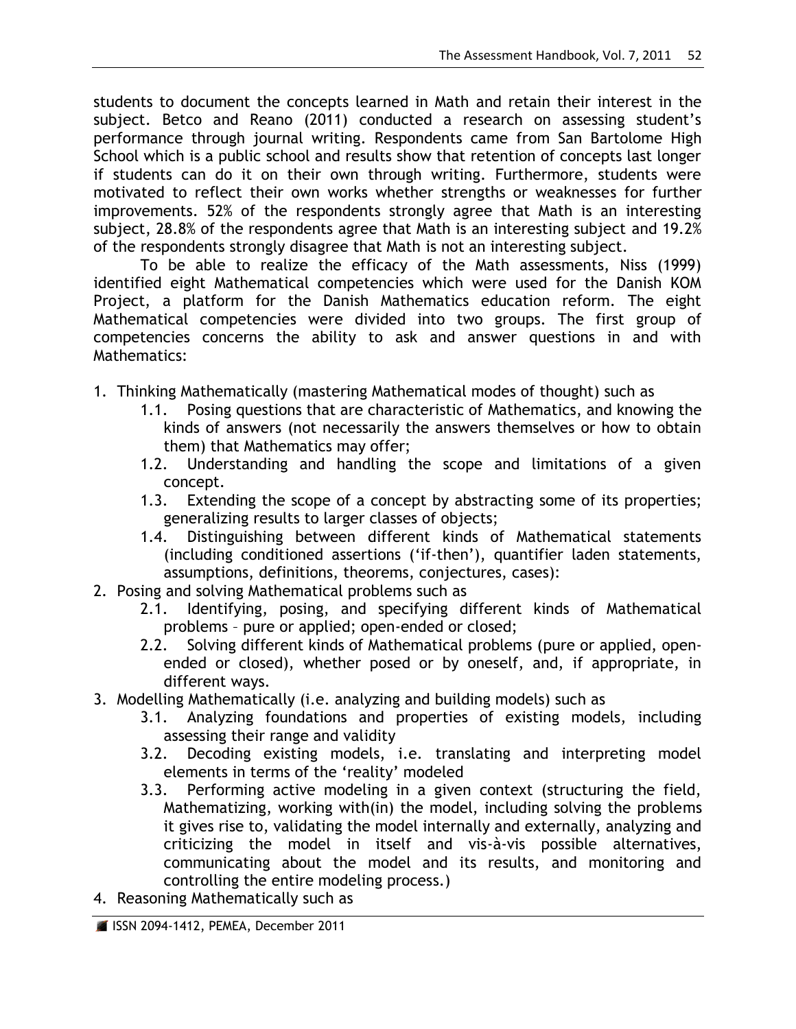students to document the concepts learned in Math and retain their interest in the subject. Betco and Reano (2011) conducted a research on assessing student's performance through journal writing. Respondents came from San Bartolome High School which is a public school and results show that retention of concepts last longer if students can do it on their own through writing. Furthermore, students were motivated to reflect their own works whether strengths or weaknesses for further improvements. 52% of the respondents strongly agree that Math is an interesting subject, 28.8% of the respondents agree that Math is an interesting subject and 19.2% of the respondents strongly disagree that Math is not an interesting subject.

To be able to realize the efficacy of the Math assessments, Niss (1999) identified eight Mathematical competencies which were used for the Danish KOM Project, a platform for the Danish Mathematics education reform. The eight Mathematical competencies were divided into two groups. The first group of competencies concerns the ability to ask and answer questions in and with Mathematics:

1. Thinking Mathematically (mastering Mathematical modes of thought) such as
    1.1. Posing questions that are characteristic of Mathematics, and knowing the kinds of answers (not necessarily the answers themselves or how to obtain them) that Mathematics may offer;
    1.2. Understanding and handling the scope and limitations of a given concept.
    1.3. Extending the scope of a concept by abstracting some of its properties; generalizing results to larger classes of objects;
    1.4. Distinguishing between different kinds of Mathematical statements (including conditioned assertions ('if-then'), quantifier laden statements, assumptions, definitions, theorems, conjectures, cases):
2. Posing and solving Mathematical problems such as
    2.1. Identifying, posing, and specifying different kinds of Mathematical problems – pure or applied; open-ended or closed;
    2.2. Solving different kinds of Mathematical problems (pure or applied, open-ended or closed), whether posed or by oneself, and, if appropriate, in different ways.
3. Modelling Mathematically (i.e. analyzing and building models) such as
    3.1. Analyzing foundations and properties of existing models, including assessing their range and validity
    3.2. Decoding existing models, i.e. translating and interpreting model elements in terms of the 'reality' modeled
    3.3. Performing active modeling in a given context (structuring the field, Mathematizing, working with(in) the model, including solving the problems it gives rise to, validating the model internally and externally, analyzing and criticizing the model in itself and vis-à-vis possible alternatives, communicating about the model and its results, and monitoring and controlling the entire modeling process.)
4. Reasoning Mathematically such as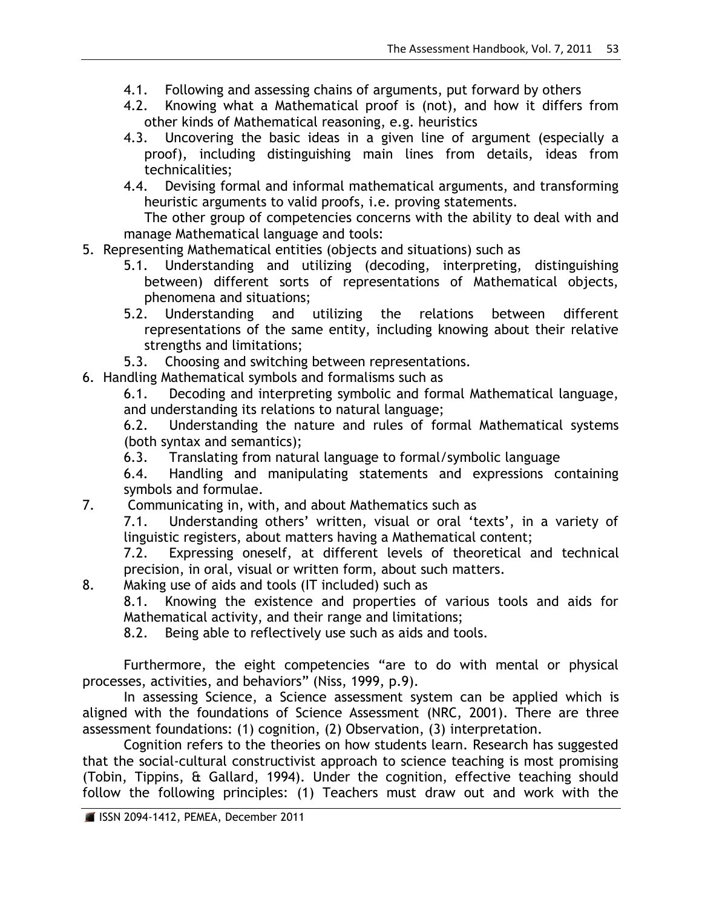4.1. Following and assessing chains of arguments, put forward by others

4.2. Knowing what a Mathematical proof is (not), and how it differs from other kinds of Mathematical reasoning, e.g. heuristics

4.3. Uncovering the basic ideas in a given line of argument (especially a proof), including distinguishing main lines from details, ideas from technicalities;

4.4. Devising formal and informal mathematical arguments, and transforming heuristic arguments to valid proofs, i.e. proving statements.

The other group of competencies concerns with the ability to deal with and manage Mathematical language and tools:

5. Representing Mathematical entities (objects and situations) such as
   - 5.1. Understanding and utilizing (decoding, interpreting, distinguishing between) different sorts of representations of Mathematical objects, phenomena and situations;
   - 5.2. Understanding and utilizing the relations between different representations of the same entity, including knowing about their relative strengths and limitations;
   - 5.3. Choosing and switching between representations.
6. Handling Mathematical symbols and formalisms such as
   - 6.1. Decoding and interpreting symbolic and formal Mathematical language, and understanding its relations to natural language;
   - 6.2. Understanding the nature and rules of formal Mathematical systems (both syntax and semantics);
   - 6.3. Translating from natural language to formal/symbolic language
   - 6.4. Handling and manipulating statements and expressions containing symbols and formulae.
7. Communicating in, with, and about Mathematics such as
   - 7.1. Understanding others' written, visual or oral 'texts', in a variety of linguistic registers, about matters having a Mathematical content;
   - 7.2. Expressing oneself, at different levels of theoretical and technical precision, in oral, visual or written form, about such matters.
8. Making use of aids and tools (IT included) such as
   - 8.1. Knowing the existence and properties of various tools and aids for Mathematical activity, and their range and limitations;
   - 8.2. Being able to reflectively use such as aids and tools.

Furthermore, the eight competencies "are to do with mental or physical processes, activities, and behaviors" (Niss, 1999, p.9).

In assessing Science, a Science assessment system can be applied which is aligned with the foundations of Science Assessment (NRC, 2001). There are three assessment foundations: (1) cognition, (2) Observation, (3) interpretation.

Cognition refers to the theories on how students learn. Research has suggested that the social-cultural constructivist approach to science teaching is most promising (Tobin, Tippins, & Gallard, 1994). Under the cognition, effective teaching should follow the following principles: (1) Teachers must draw out and work with the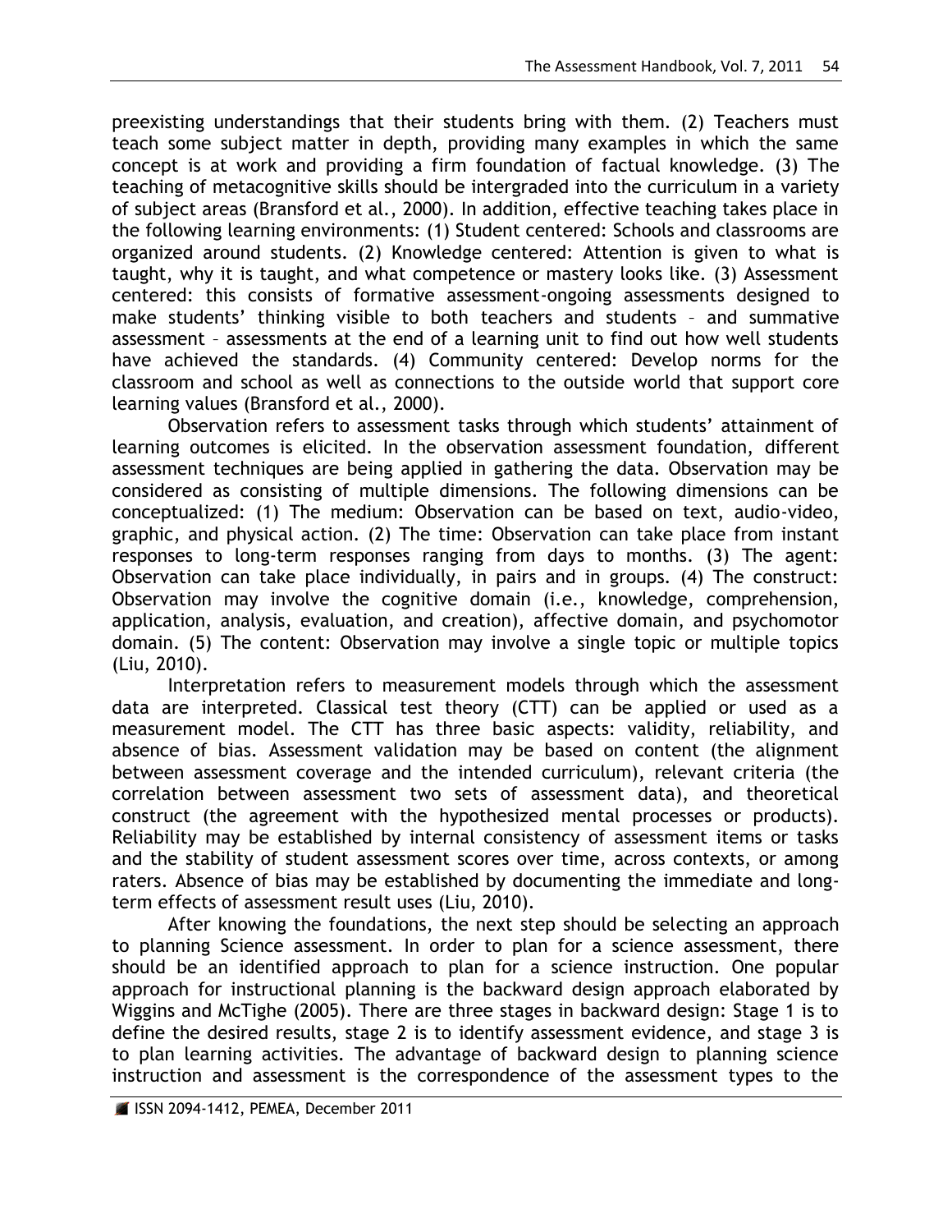preexisting understandings that their students bring with them. (2) Teachers must teach some subject matter in depth, providing many examples in which the same concept is at work and providing a firm foundation of factual knowledge. (3) The teaching of metacognitive skills should be intergraded into the curriculum in a variety of subject areas (Bransford et al., 2000). In addition, effective teaching takes place in the following learning environments: (1) Student centered: Schools and classrooms are organized around students. (2) Knowledge centered: Attention is given to what is taught, why it is taught, and what competence or mastery looks like. (3) Assessment centered: this consists of formative assessment-ongoing assessments designed to make students' thinking visible to both teachers and students – and summative assessment – assessments at the end of a learning unit to find out how well students have achieved the standards. (4) Community centered: Develop norms for the classroom and school as well as connections to the outside world that support core learning values (Bransford et al., 2000).

Observation refers to assessment tasks through which students' attainment of learning outcomes is elicited. In the observation assessment foundation, different assessment techniques are being applied in gathering the data. Observation may be considered as consisting of multiple dimensions. The following dimensions can be conceptualized: (1) The medium: Observation can be based on text, audio-video, graphic, and physical action. (2) The time: Observation can take place from instant responses to long-term responses ranging from days to months. (3) The agent: Observation can take place individually, in pairs and in groups. (4) The construct: Observation may involve the cognitive domain (i.e., knowledge, comprehension, application, analysis, evaluation, and creation), affective domain, and psychomotor domain. (5) The content: Observation may involve a single topic or multiple topics (Liu, 2010).

Interpretation refers to measurement models through which the assessment data are interpreted. Classical test theory (CTT) can be applied or used as a measurement model. The CTT has three basic aspects: validity, reliability, and absence of bias. Assessment validation may be based on content (the alignment between assessment coverage and the intended curriculum), relevant criteria (the correlation between assessment two sets of assessment data), and theoretical construct (the agreement with the hypothesized mental processes or products). Reliability may be established by internal consistency of assessment items or tasks and the stability of student assessment scores over time, across contexts, or among raters. Absence of bias may be established by documenting the immediate and long-term effects of assessment result uses (Liu, 2010).

After knowing the foundations, the next step should be selecting an approach to planning Science assessment. In order to plan for a science assessment, there should be an identified approach to plan for a science instruction. One popular approach for instructional planning is the backward design approach elaborated by Wiggins and McTighe (2005). There are three stages in backward design: Stage 1 is to define the desired results, stage 2 is to identify assessment evidence, and stage 3 is to plan learning activities. The advantage of backward design to planning science instruction and assessment is the correspondence of the assessment types to the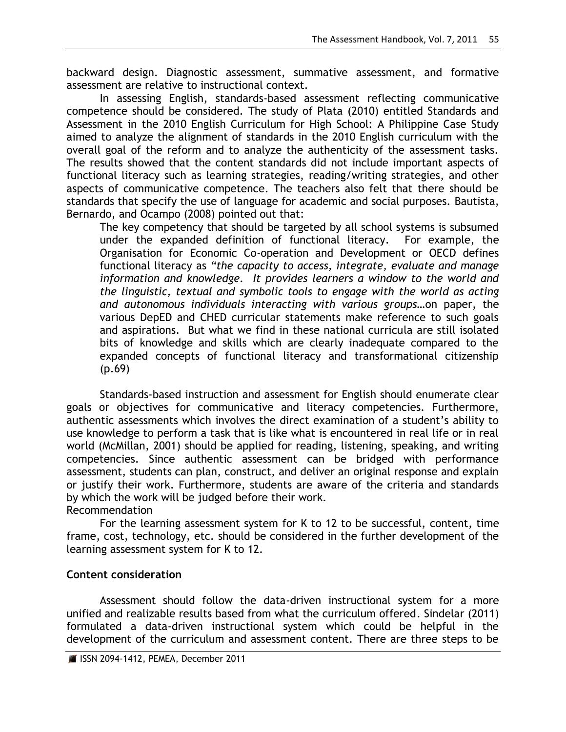backward design. Diagnostic assessment, summative assessment, and formative assessment are relative to instructional context.

In assessing English, standards-based assessment reflecting communicative competence should be considered. The study of Plata (2010) entitled Standards and Assessment in the 2010 English Curriculum for High School: A Philippine Case Study aimed to analyze the alignment of standards in the 2010 English curriculum with the overall goal of the reform and to analyze the authenticity of the assessment tasks. The results showed that the content standards did not include important aspects of functional literacy such as learning strategies, reading/writing strategies, and other aspects of communicative competence. The teachers also felt that there should be standards that specify the use of language for academic and social purposes. Bautista, Bernardo, and Ocampo (2008) pointed out that:

> The key competency that should be targeted by all school systems is subsumed under the expanded definition of functional literacy. For example, the Organisation for Economic Co-operation and Development or OECD defines functional literacy as *"the capacity to access, integrate, evaluate and manage information and knowledge. It provides learners a window to the world and the linguistic, textual and symbolic tools to engage with the world as acting and autonomous individuals interacting with various groups*…on paper, the various DepED and CHED curricular statements make reference to such goals and aspirations. But what we find in these national curricula are still isolated bits of knowledge and skills which are clearly inadequate compared to the expanded concepts of functional literacy and transformational citizenship (p.69)

Standards-based instruction and assessment for English should enumerate clear goals or objectives for communicative and literacy competencies. Furthermore, authentic assessments which involves the direct examination of a student's ability to use knowledge to perform a task that is like what is encountered in real life or in real world (McMillan, 2001) should be applied for reading, listening, speaking, and writing competencies. Since authentic assessment can be bridged with performance assessment, students can plan, construct, and deliver an original response and explain or justify their work. Furthermore, students are aware of the criteria and standards by which the work will be judged before their work.

Recommendation

For the learning assessment system for K to 12 to be successful, content, time frame, cost, technology, etc. should be considered in the further development of the learning assessment system for K to 12.

**Content consideration**

Assessment should follow the data-driven instructional system for a more unified and realizable results based from what the curriculum offered. Sindelar (2011) formulated a data-driven instructional system which could be helpful in the development of the curriculum and assessment content. There are three steps to be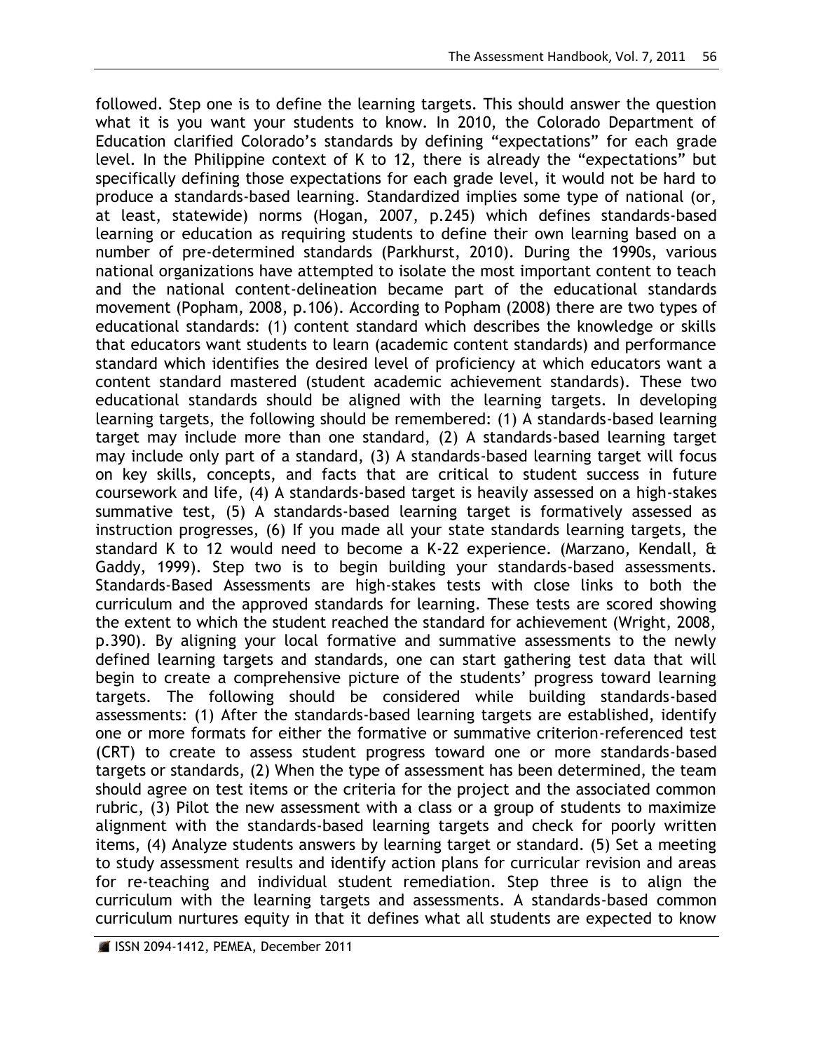followed. Step one is to define the learning targets. This should answer the question what it is you want your students to know. In 2010, the Colorado Department of Education clarified Colorado's standards by defining "expectations" for each grade level. In the Philippine context of K to 12, there is already the "expectations" but specifically defining those expectations for each grade level, it would not be hard to produce a standards-based learning. Standardized implies some type of national (or, at least, statewide) norms (Hogan, 2007, p.245) which defines standards-based learning or education as requiring students to define their own learning based on a number of pre-determined standards (Parkhurst, 2010). During the 1990s, various national organizations have attempted to isolate the most important content to teach and the national content-delineation became part of the educational standards movement (Popham, 2008, p.106). According to Popham (2008) there are two types of educational standards: (1) content standard which describes the knowledge or skills that educators want students to learn (academic content standards) and performance standard which identifies the desired level of proficiency at which educators want a content standard mastered (student academic achievement standards). These two educational standards should be aligned with the learning targets. In developing learning targets, the following should be remembered: (1) A standards-based learning target may include more than one standard, (2) A standards-based learning target may include only part of a standard, (3) A standards-based learning target will focus on key skills, concepts, and facts that are critical to student success in future coursework and life, (4) A standards-based target is heavily assessed on a high-stakes summative test, (5) A standards-based learning target is formatively assessed as instruction progresses, (6) If you made all your state standards learning targets, the standard K to 12 would need to become a K-22 experience. (Marzano, Kendall, & Gaddy, 1999). Step two is to begin building your standards-based assessments. Standards-Based Assessments are high-stakes tests with close links to both the curriculum and the approved standards for learning. These tests are scored showing the extent to which the student reached the standard for achievement (Wright, 2008, p.390). By aligning your local formative and summative assessments to the newly defined learning targets and standards, one can start gathering test data that will begin to create a comprehensive picture of the students' progress toward learning targets. The following should be considered while building standards-based assessments: (1) After the standards-based learning targets are established, identify one or more formats for either the formative or summative criterion-referenced test (CRT) to create to assess student progress toward one or more standards-based targets or standards, (2) When the type of assessment has been determined, the team should agree on test items or the criteria for the project and the associated common rubric, (3) Pilot the new assessment with a class or a group of students to maximize alignment with the standards-based learning targets and check for poorly written items, (4) Analyze students answers by learning target or standard. (5) Set a meeting to study assessment results and identify action plans for curricular revision and areas for re-teaching and individual student remediation. Step three is to align the curriculum with the learning targets and assessments. A standards-based common curriculum nurtures equity in that it defines what all students are expected to know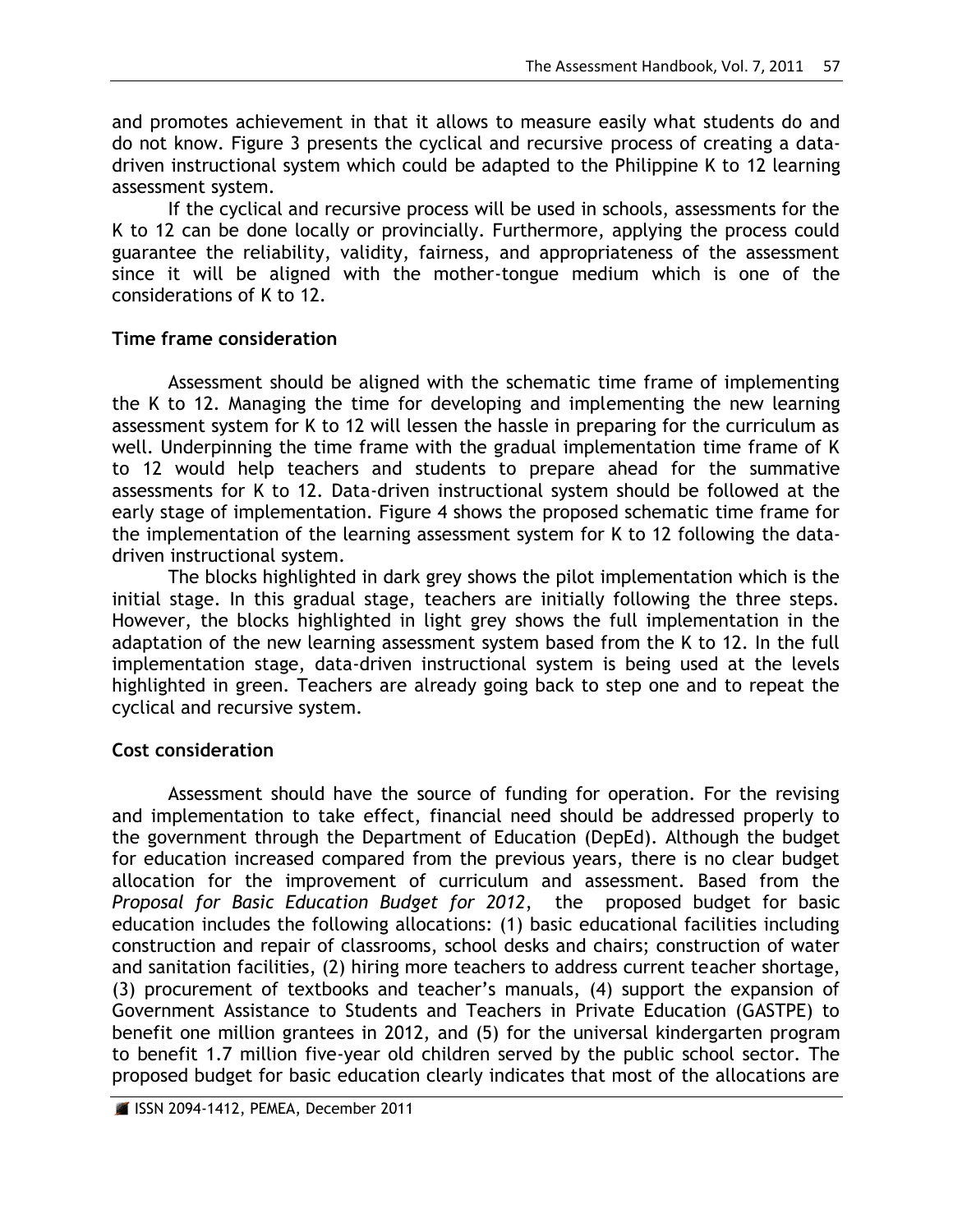and promotes achievement in that it allows to measure easily what students do and do not know. Figure 3 presents the cyclical and recursive process of creating a data-driven instructional system which could be adapted to the Philippine K to 12 learning assessment system.

If the cyclical and recursive process will be used in schools, assessments for the K to 12 can be done locally or provincially. Furthermore, applying the process could guarantee the reliability, validity, fairness, and appropriateness of the assessment since it will be aligned with the mother-tongue medium which is one of the considerations of K to 12.

## Time frame consideration

Assessment should be aligned with the schematic time frame of implementing the K to 12. Managing the time for developing and implementing the new learning assessment system for K to 12 will lessen the hassle in preparing for the curriculum as well. Underpinning the time frame with the gradual implementation time frame of K to 12 would help teachers and students to prepare ahead for the summative assessments for K to 12. Data-driven instructional system should be followed at the early stage of implementation. Figure 4 shows the proposed schematic time frame for the implementation of the learning assessment system for K to 12 following the data-driven instructional system.

The blocks highlighted in dark grey shows the pilot implementation which is the initial stage. In this gradual stage, teachers are initially following the three steps. However, the blocks highlighted in light grey shows the full implementation in the adaptation of the new learning assessment system based from the K to 12. In the full implementation stage, data-driven instructional system is being used at the levels highlighted in green. Teachers are already going back to step one and to repeat the cyclical and recursive system.

## Cost consideration

Assessment should have the source of funding for operation. For the revising and implementation to take effect, financial need should be addressed properly to the government through the Department of Education (DepEd). Although the budget for education increased compared from the previous years, there is no clear budget allocation for the improvement of curriculum and assessment. Based from the *Proposal for Basic Education Budget for 2012*, the proposed budget for basic education includes the following allocations: (1) basic educational facilities including construction and repair of classrooms, school desks and chairs; construction of water and sanitation facilities, (2) hiring more teachers to address current teacher shortage, (3) procurement of textbooks and teacher's manuals, (4) support the expansion of Government Assistance to Students and Teachers in Private Education (GASTPE) to benefit one million grantees in 2012, and (5) for the universal kindergarten program to benefit 1.7 million five-year old children served by the public school sector. The proposed budget for basic education clearly indicates that most of the allocations are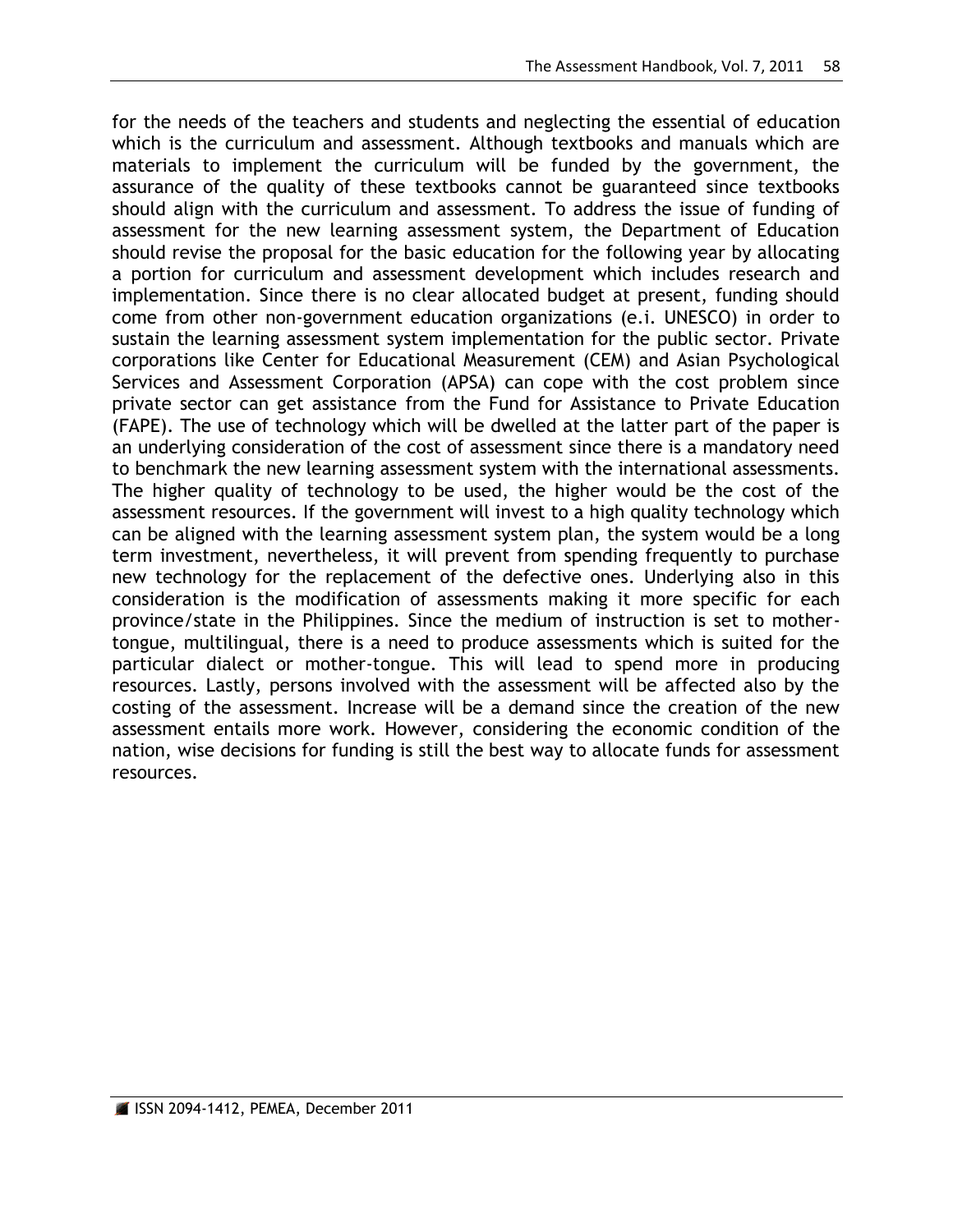for the needs of the teachers and students and neglecting the essential of education which is the curriculum and assessment. Although textbooks and manuals which are materials to implement the curriculum will be funded by the government, the assurance of the quality of these textbooks cannot be guaranteed since textbooks should align with the curriculum and assessment. To address the issue of funding of assessment for the new learning assessment system, the Department of Education should revise the proposal for the basic education for the following year by allocating a portion for curriculum and assessment development which includes research and implementation. Since there is no clear allocated budget at present, funding should come from other non-government education organizations (e.i. UNESCO) in order to sustain the learning assessment system implementation for the public sector. Private corporations like Center for Educational Measurement (CEM) and Asian Psychological Services and Assessment Corporation (APSA) can cope with the cost problem since private sector can get assistance from the Fund for Assistance to Private Education (FAPE). The use of technology which will be dwelled at the latter part of the paper is an underlying consideration of the cost of assessment since there is a mandatory need to benchmark the new learning assessment system with the international assessments. The higher quality of technology to be used, the higher would be the cost of the assessment resources. If the government will invest to a high quality technology which can be aligned with the learning assessment system plan, the system would be a long term investment, nevertheless, it will prevent from spending frequently to purchase new technology for the replacement of the defective ones. Underlying also in this consideration is the modification of assessments making it more specific for each province/state in the Philippines. Since the medium of instruction is set to mother-tongue, multilingual, there is a need to produce assessments which is suited for the particular dialect or mother-tongue. This will lead to spend more in producing resources. Lastly, persons involved with the assessment will be affected also by the costing of the assessment. Increase will be a demand since the creation of the new assessment entails more work. However, considering the economic condition of the nation, wise decisions for funding is still the best way to allocate funds for assessment resources.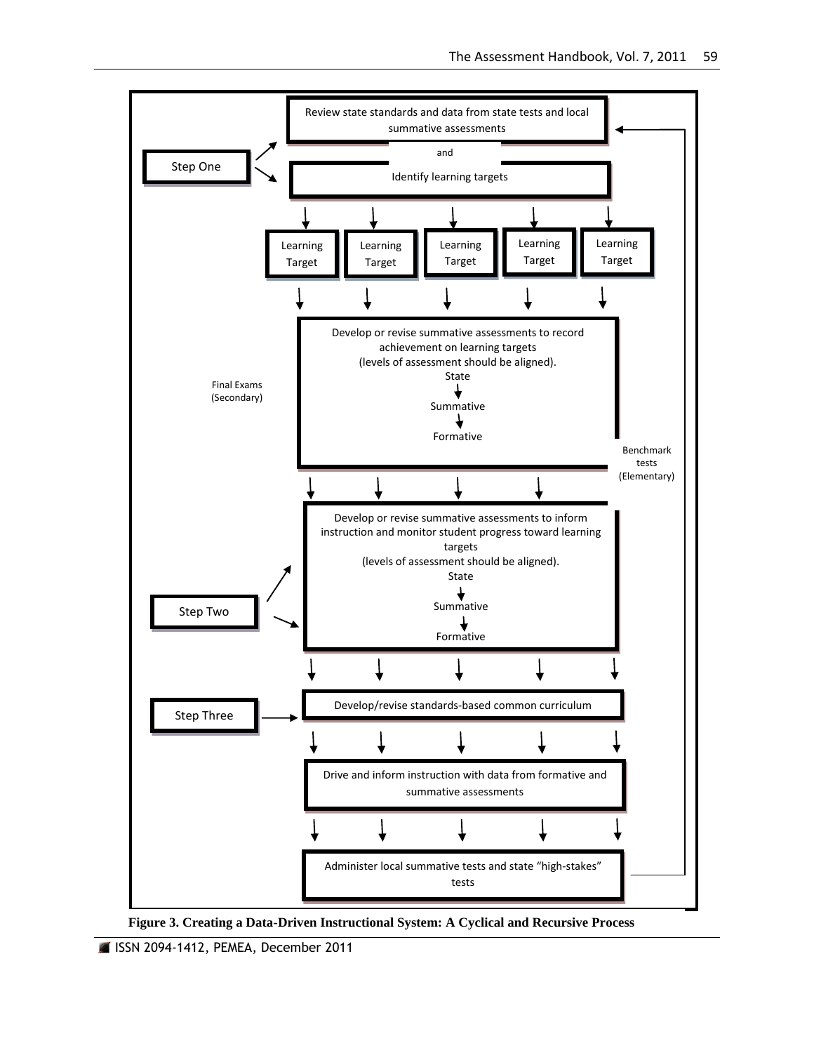Step One

Review state standards and data from state tests and local summative assessments

and

Identify learning targets

Learning Target | Learning Target | Learning Target | Learning Target | Learning Target

Develop or revise summative assessments to record achievement on learning targets (levels of assessment should be aligned).

State → Summative → Formative

Final Exams (Secondary)

Benchmark tests (Elementary)

Step Two

Develop or revise summative assessments to inform instruction and monitor student progress toward learning targets (levels of assessment should be aligned).

State → Summative → Formative

Step Three

Develop/revise standards-based common curriculum

Drive and inform instruction with data from formative and summative assessments

Administer local summative tests and state "high-stakes" tests

**Figure 3. Creating a Data-Driven Instructional System: A Cyclical and Recursive Process**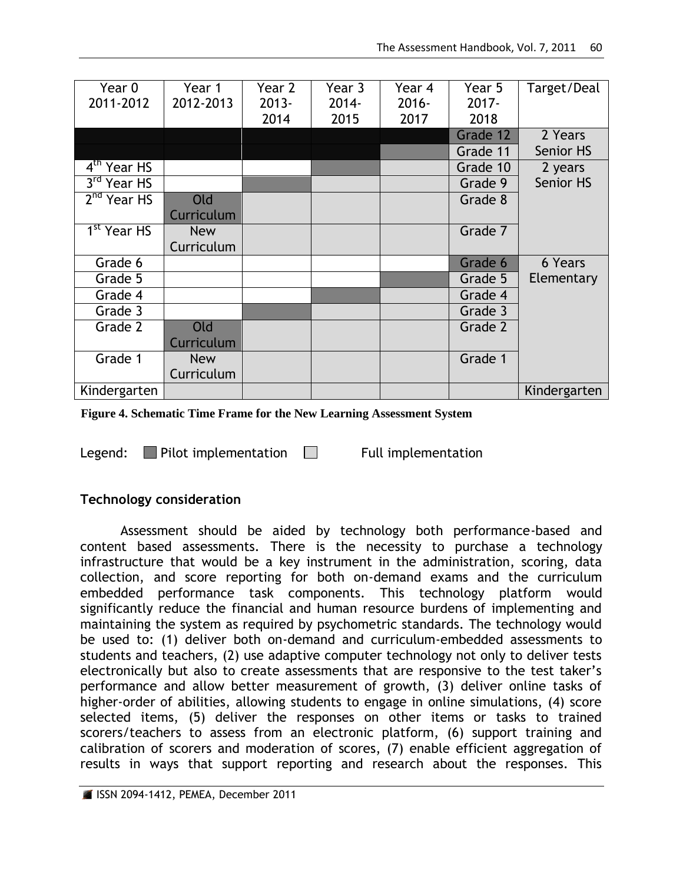| Year 0 2011-2012 | Year 1 2012-2013 | Year 2 2013-2014 | Year 3 2014-2015 | Year 4 2016-2017 | Year 5 2017-2018 | Target/Deal |
|---|---|---|---|---|---|---|
| | | | | | Grade 12 | 2 Years Senior HS |
| | | | | | Grade 11 | |
| 4th Year HS | | | | | Grade 10 | 2 years Senior HS |
| 3rd Year HS | | | | | Grade 9 | |
| 2nd Year HS | Old Curriculum | | | | Grade 8 | |
| 1st Year HS | New Curriculum | | | | Grade 7 | |
| Grade 6 | | | | | Grade 6 | 6 Years Elementary |
| Grade 5 | | | | | Grade 5 | |
| Grade 4 | | | | | Grade 4 | |
| Grade 3 | | | | | Grade 3 | |
| Grade 2 | Old Curriculum | | | | Grade 2 | |
| Grade 1 | New Curriculum | | | | Grade 1 | |
| Kindergarten | | | | | | Kindergarten |

**Figure 4. Schematic Time Frame for the New Learning Assessment System**

Legend: Pilot implementation    Full implementation

**Technology consideration**

Assessment should be aided by technology both performance-based and content based assessments. There is the necessity to purchase a technology infrastructure that would be a key instrument in the administration, scoring, data collection, and score reporting for both on-demand exams and the curriculum embedded performance task components. This technology platform would significantly reduce the financial and human resource burdens of implementing and maintaining the system as required by psychometric standards. The technology would be used to: (1) deliver both on-demand and curriculum-embedded assessments to students and teachers, (2) use adaptive computer technology not only to deliver tests electronically but also to create assessments that are responsive to the test taker's performance and allow better measurement of growth, (3) deliver online tasks of higher-order of abilities, allowing students to engage in online simulations, (4) score selected items, (5) deliver the responses on other items or tasks to trained scorers/teachers to assess from an electronic platform, (6) support training and calibration of scorers and moderation of scores, (7) enable efficient aggregation of results in ways that support reporting and research about the responses. This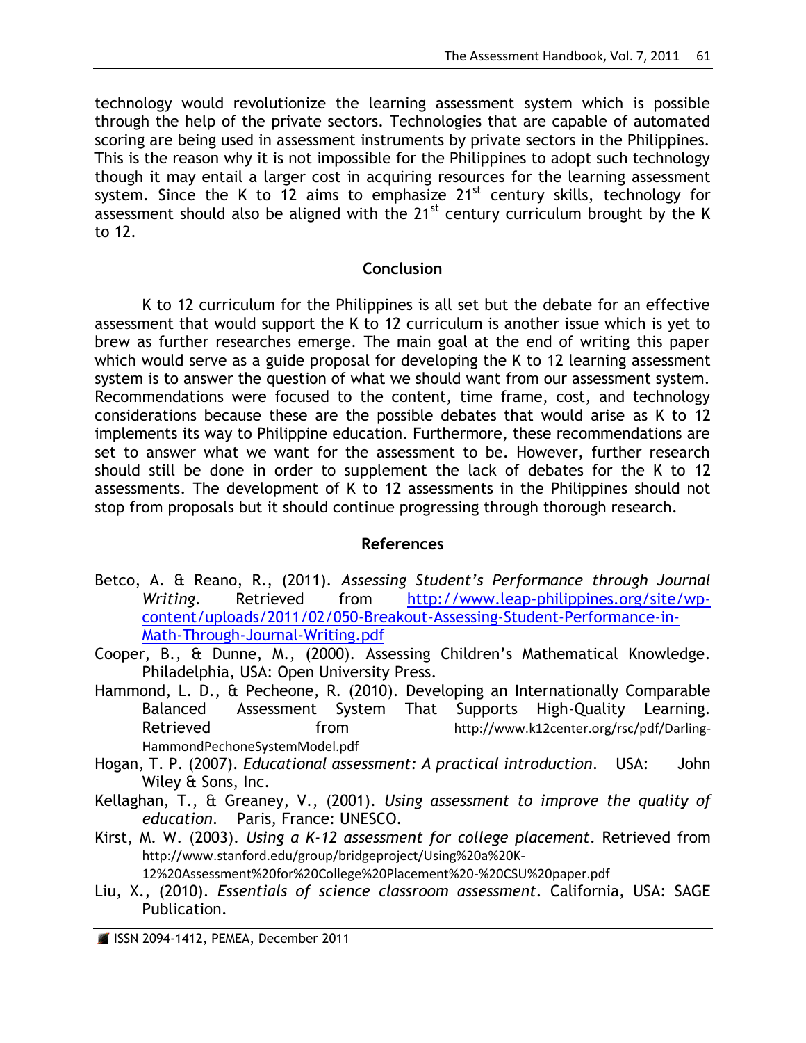technology would revolutionize the learning assessment system which is possible through the help of the private sectors. Technologies that are capable of automated scoring are being used in assessment instruments by private sectors in the Philippines. This is the reason why it is not impossible for the Philippines to adopt such technology though it may entail a larger cost in acquiring resources for the learning assessment system. Since the K to 12 aims to emphasize 21st century skills, technology for assessment should also be aligned with the 21st century curriculum brought by the K to 12.

## Conclusion

K to 12 curriculum for the Philippines is all set but the debate for an effective assessment that would support the K to 12 curriculum is another issue which is yet to brew as further researches emerge. The main goal at the end of writing this paper which would serve as a guide proposal for developing the K to 12 learning assessment system is to answer the question of what we should want from our assessment system. Recommendations were focused to the content, time frame, cost, and technology considerations because these are the possible debates that would arise as K to 12 implements its way to Philippine education. Furthermore, these recommendations are set to answer what we want for the assessment to be. However, further research should still be done in order to supplement the lack of debates for the K to 12 assessments. The development of K to 12 assessments in the Philippines should not stop from proposals but it should continue progressing through thorough research.

## References

Betco, A. & Reano, R., (2011). *Assessing Student's Performance through Journal Writing*. Retrieved from http://www.leap-philippines.org/site/wp-content/uploads/2011/02/050-Breakout-Assessing-Student-Performance-in-Math-Through-Journal-Writing.pdf

Cooper, B., & Dunne, M., (2000). Assessing Children's Mathematical Knowledge. Philadelphia, USA: Open University Press.

Hammond, L. D., & Pecheone, R. (2010). Developing an Internationally Comparable Balanced Assessment System That Supports High-Quality Learning. Retrieved from http://www.k12center.org/rsc/pdf/Darling-HammondPechoneSystemModel.pdf

Hogan, T. P. (2007). *Educational assessment: A practical introduction*. USA: John Wiley & Sons, Inc.

Kellaghan, T., & Greaney, V., (2001). *Using assessment to improve the quality of education*. Paris, France: UNESCO.

Kirst, M. W. (2003). *Using a K-12 assessment for college placement*. Retrieved from http://www.stanford.edu/group/bridgeproject/Using%20a%20K-12%20Assessment%20for%20College%20Placement%20-%20CSU%20paper.pdf

Liu, X., (2010). *Essentials of science classroom assessment*. California, USA: SAGE Publication.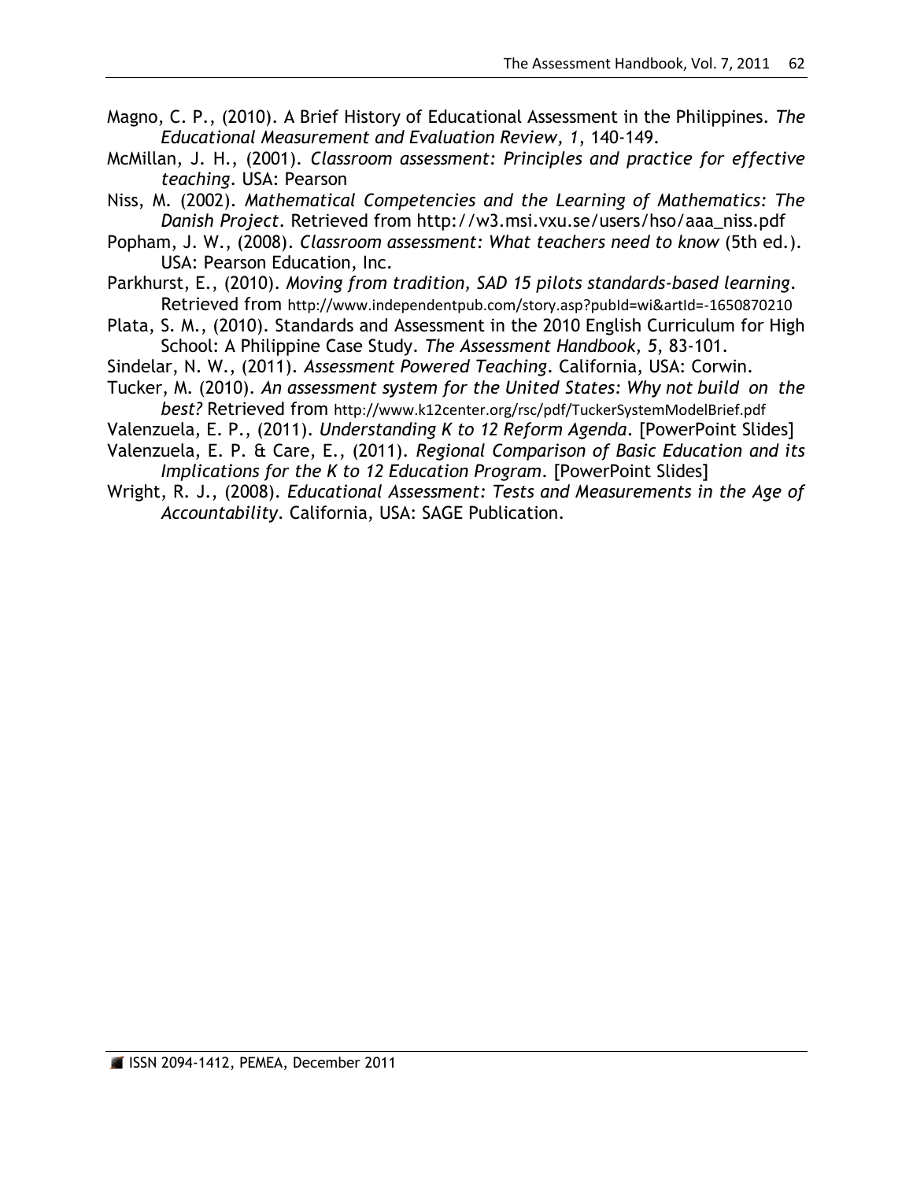Magno, C. P., (2010). A Brief History of Educational Assessment in the Philippines. *The Educational Measurement and Evaluation Review, 1*, 140-149.

McMillan, J. H., (2001). *Classroom assessment: Principles and practice for effective teaching*. USA: Pearson

Niss, M. (2002). *Mathematical Competencies and the Learning of Mathematics: The Danish Project*. Retrieved from http://w3.msi.vxu.se/users/hso/aaa_niss.pdf

Popham, J. W., (2008). *Classroom assessment: What teachers need to know* (5th ed.). USA: Pearson Education, Inc.

Parkhurst, E., (2010). *Moving from tradition, SAD 15 pilots standards-based learning*. Retrieved from http://www.independentpub.com/story.asp?pubId=wi&artId=-1650870210

Plata, S. M., (2010). Standards and Assessment in the 2010 English Curriculum for High School: A Philippine Case Study. *The Assessment Handbook, 5*, 83-101.

Sindelar, N. W., (2011). *Assessment Powered Teaching*. California, USA: Corwin.

Tucker, M. (2010). *An assessment system for the United States: Why not build on the best?* Retrieved from http://www.k12center.org/rsc/pdf/TuckerSystemModelBrief.pdf

Valenzuela, E. P., (2011). *Understanding K to 12 Reform Agenda*. [PowerPoint Slides]

Valenzuela, E. P. & Care, E., (2011). *Regional Comparison of Basic Education and its Implications for the K to 12 Education Program*. [PowerPoint Slides]

Wright, R. J., (2008). *Educational Assessment: Tests and Measurements in the Age of Accountability*. California, USA: SAGE Publication.